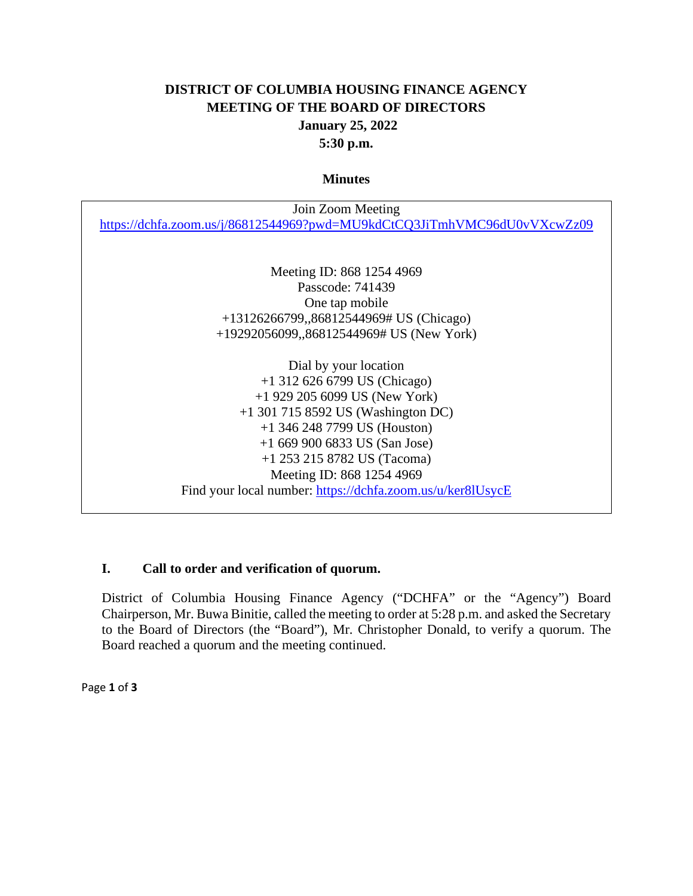# DISTRICT OF COLUMBIA HOUSING FINANCE AGENCY
# MEETING OF THE BOARD OF DIRECTORS
## January 25, 2022
## 5:30 p.m.

### Minutes

Join Zoom Meeting
https://dchfa.zoom.us/j/86812544969?pwd=MU9kdCtCQ3JiTmhVMC96dU0vVXcwZz09

Meeting ID: 868 1254 4969
Passcode: 741439
One tap mobile
+13126266799,,86812544969# US (Chicago)
+19292056099,,86812544969# US (New York)

Dial by your location
+1 312 626 6799 US (Chicago)
+1 929 205 6099 US (New York)
+1 301 715 8592 US (Washington DC)
+1 346 248 7799 US (Houston)
+1 669 900 6833 US (San Jose)
+1 253 215 8782 US (Tacoma)
Meeting ID: 868 1254 4969
Find your local number: https://dchfa.zoom.us/u/ker8lUsycE

## I. Call to order and verification of quorum.

District of Columbia Housing Finance Agency ("DCHFA" or the "Agency") Board Chairperson, Mr. Buwa Binitie, called the meeting to order at 5:28 p.m. and asked the Secretary to the Board of Directors (the "Board"), Mr. Christopher Donald, to verify a quorum. The Board reached a quorum and the meeting continued.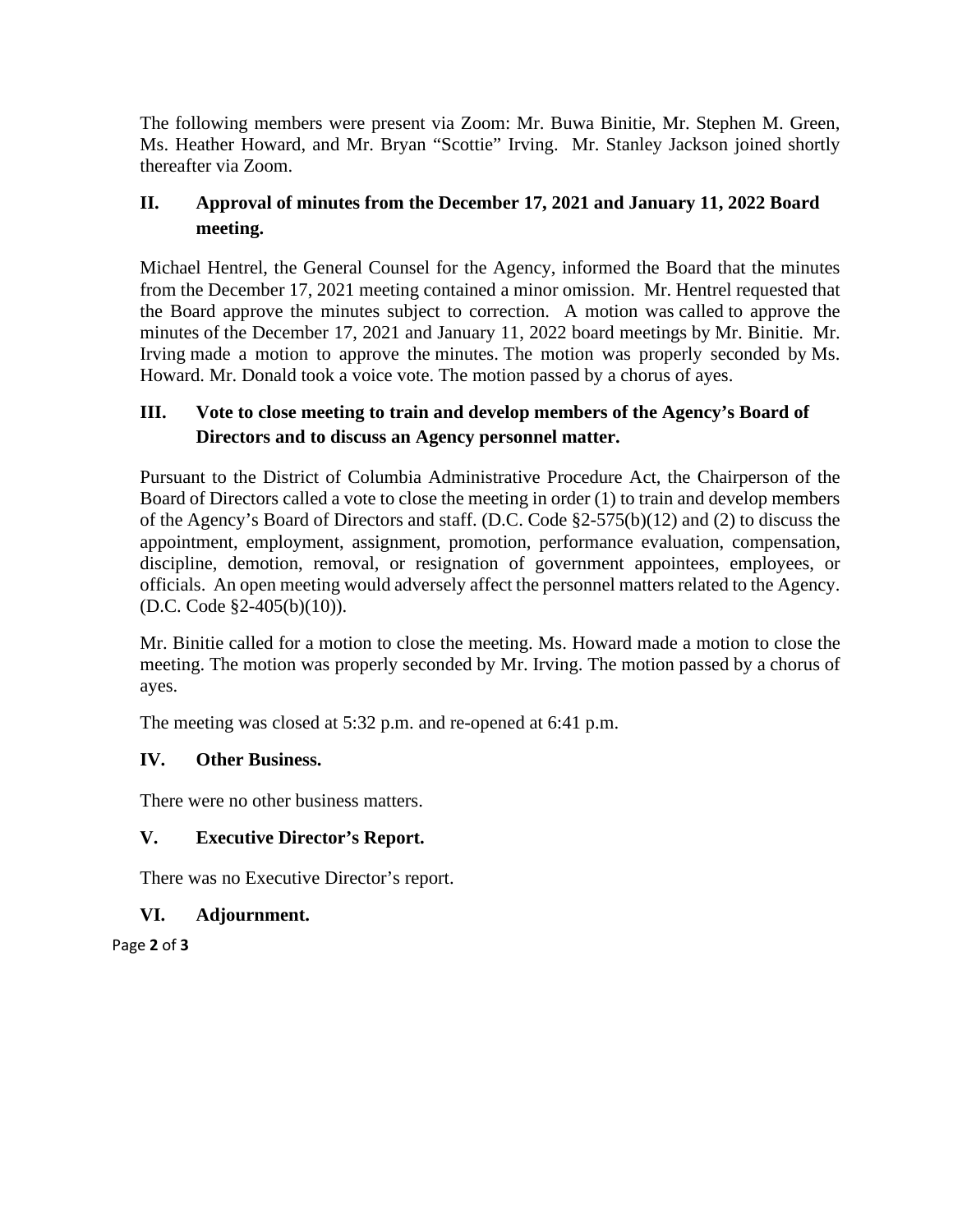The following members were present via Zoom: Mr. Buwa Binitie, Mr. Stephen M. Green, Ms. Heather Howard, and Mr. Bryan "Scottie" Irving. Mr. Stanley Jackson joined shortly thereafter via Zoom.

## II. Approval of minutes from the December 17, 2021 and January 11, 2022 Board meeting.

Michael Hentrel, the General Counsel for the Agency, informed the Board that the minutes from the December 17, 2021 meeting contained a minor omission. Mr. Hentrel requested that the Board approve the minutes subject to correction. A motion was called to approve the minutes of the December 17, 2021 and January 11, 2022 board meetings by Mr. Binitie. Mr. Irving made a motion to approve the minutes. The motion was properly seconded by Ms. Howard. Mr. Donald took a voice vote. The motion passed by a chorus of ayes.

## III. Vote to close meeting to train and develop members of the Agency's Board of Directors and to discuss an Agency personnel matter.

Pursuant to the District of Columbia Administrative Procedure Act, the Chairperson of the Board of Directors called a vote to close the meeting in order (1) to train and develop members of the Agency's Board of Directors and staff. (D.C. Code §2-575(b)(12) and (2) to discuss the appointment, employment, assignment, promotion, performance evaluation, compensation, discipline, demotion, removal, or resignation of government appointees, employees, or officials. An open meeting would adversely affect the personnel matters related to the Agency. (D.C. Code §2-405(b)(10)).

Mr. Binitie called for a motion to close the meeting. Ms. Howard made a motion to close the meeting. The motion was properly seconded by Mr. Irving. The motion passed by a chorus of ayes.

The meeting was closed at 5:32 p.m. and re-opened at 6:41 p.m.

## IV. Other Business.

There were no other business matters.

## V. Executive Director's Report.

There was no Executive Director's report.

## VI. Adjournment.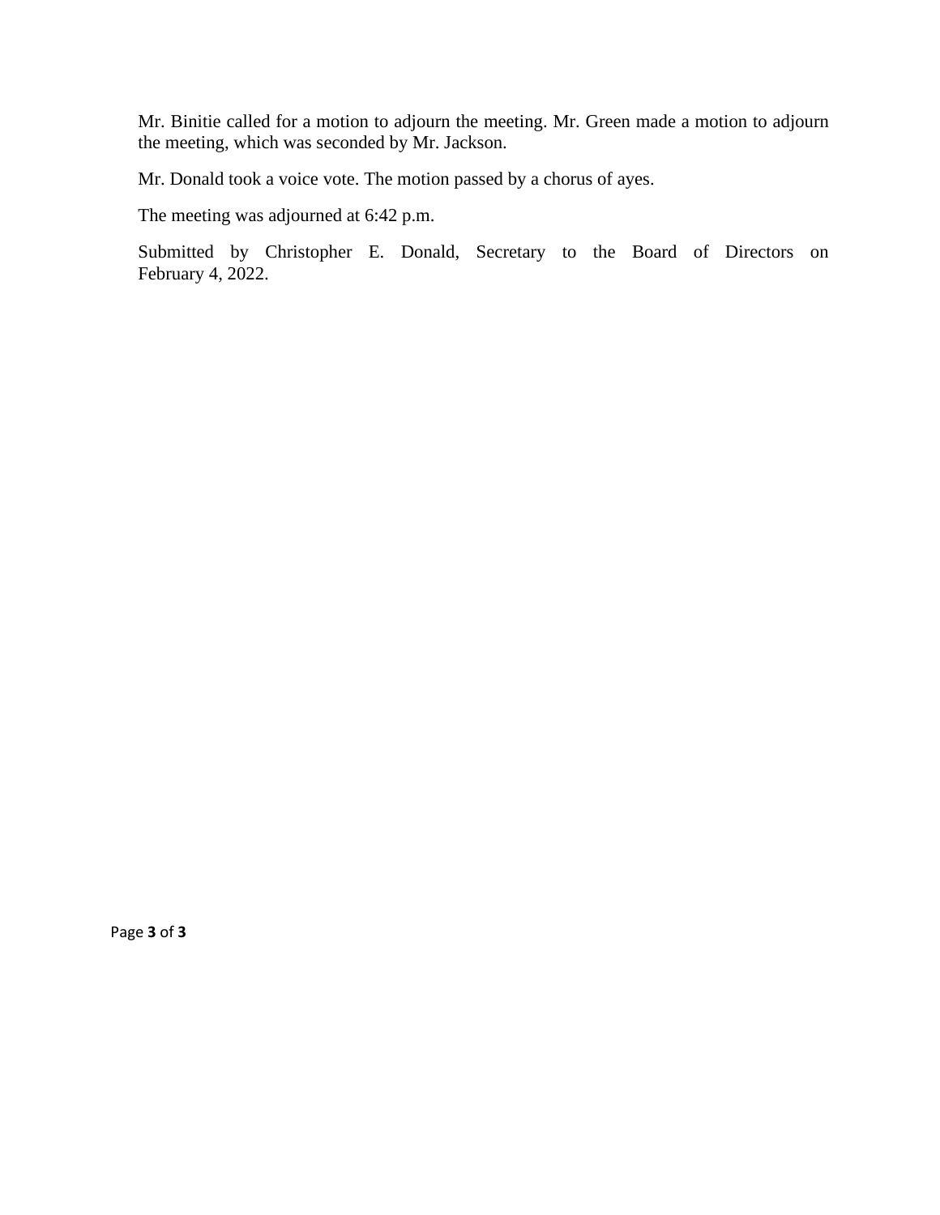Mr. Binitie called for a motion to adjourn the meeting. Mr. Green made a motion to adjourn the meeting, which was seconded by Mr. Jackson.

Mr. Donald took a voice vote. The motion passed by a chorus of ayes.

The meeting was adjourned at 6:42 p.m.

Submitted by Christopher E. Donald, Secretary to the Board of Directors on February 4, 2022.